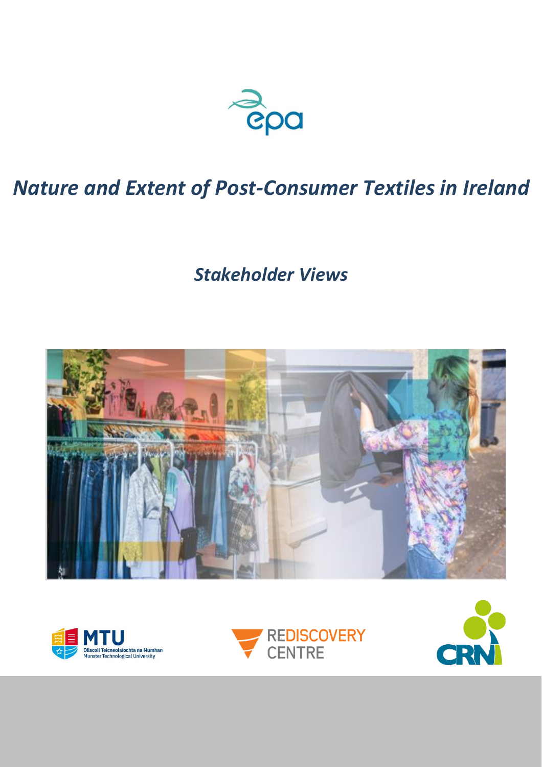# *Nature and Extent of Post-Consumer Textiles in Ireland*

## *Stakeholder Views*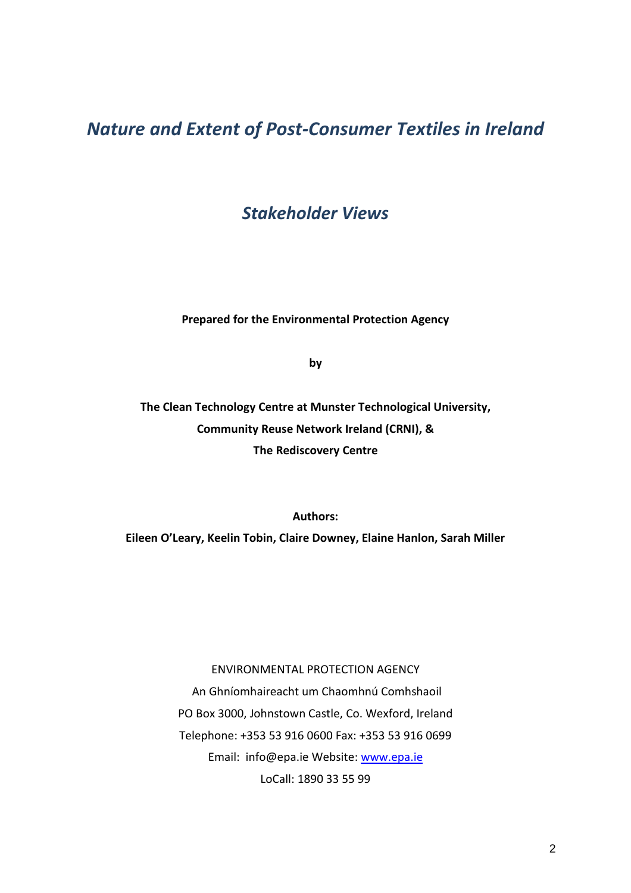# *Nature and Extent of Post-Consumer Textiles in Ireland*

## *Stakeholder Views*

**Prepared for the Environmental Protection Agency**

**by**

**The Clean Technology Centre at Munster Technological University,**
**Community Reuse Network Ireland (CRNI), &**
**The Rediscovery Centre**

**Authors:**
**Eileen O'Leary, Keelin Tobin, Claire Downey, Elaine Hanlon, Sarah Miller**

ENVIRONMENTAL PROTECTION AGENCY
An Ghníomhaireacht um Chaomhnú Comhshaoil
PO Box 3000, Johnstown Castle, Co. Wexford, Ireland
Telephone: +353 53 916 0600 Fax: +353 53 916 0699
Email: info@epa.ie Website: www.epa.ie
LoCall: 1890 33 55 99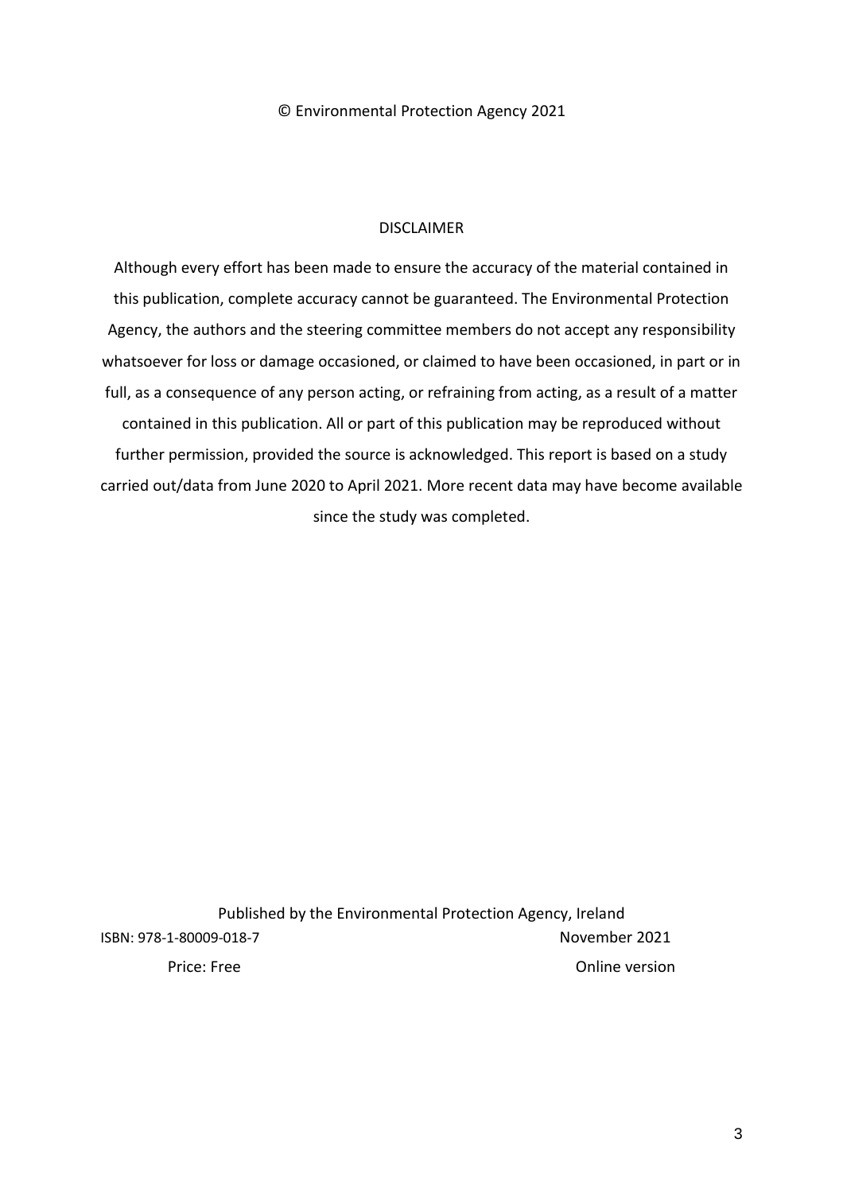© Environmental Protection Agency 2021

DISCLAIMER

Although every effort has been made to ensure the accuracy of the material contained in this publication, complete accuracy cannot be guaranteed. The Environmental Protection Agency, the authors and the steering committee members do not accept any responsibility whatsoever for loss or damage occasioned, or claimed to have been occasioned, in part or in full, as a consequence of any person acting, or refraining from acting, as a result of a matter contained in this publication. All or part of this publication may be reproduced without further permission, provided the source is acknowledged. This report is based on a study carried out/data from June 2020 to April 2021. More recent data may have become available since the study was completed.

Published by the Environmental Protection Agency, Ireland

ISBN: 978-1-80009-018-7 November 2021

Price: Free Online version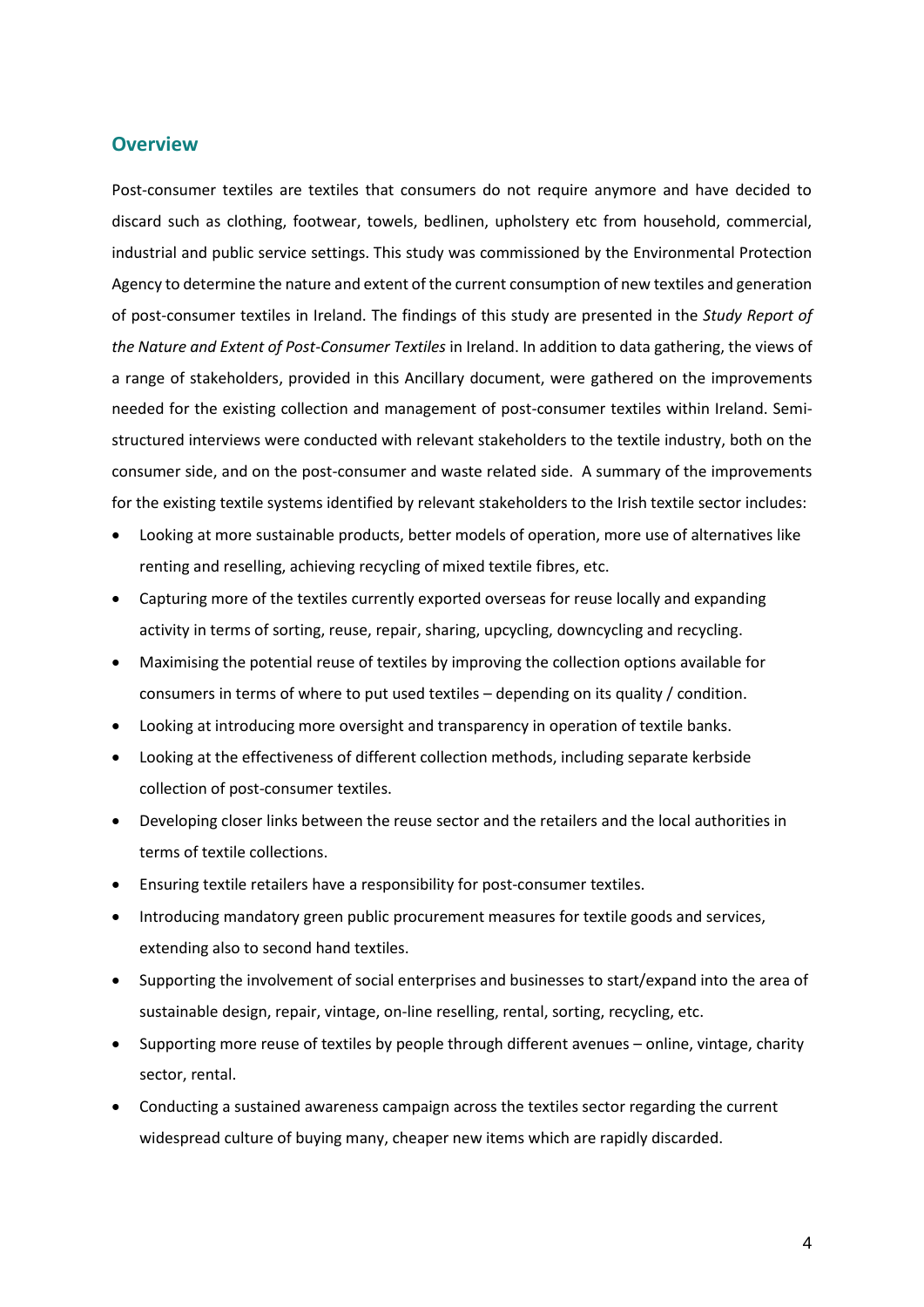## Overview

Post-consumer textiles are textiles that consumers do not require anymore and have decided to discard such as clothing, footwear, towels, bedlinen, upholstery etc from household, commercial, industrial and public service settings. This study was commissioned by the Environmental Protection Agency to determine the nature and extent of the current consumption of new textiles and generation of post-consumer textiles in Ireland. The findings of this study are presented in the *Study Report of the Nature and Extent of Post-Consumer Textiles* in Ireland. In addition to data gathering, the views of a range of stakeholders, provided in this Ancillary document, were gathered on the improvements needed for the existing collection and management of post-consumer textiles within Ireland. Semi-structured interviews were conducted with relevant stakeholders to the textile industry, both on the consumer side, and on the post-consumer and waste related side. A summary of the improvements for the existing textile systems identified by relevant stakeholders to the Irish textile sector includes:

- Looking at more sustainable products, better models of operation, more use of alternatives like renting and reselling, achieving recycling of mixed textile fibres, etc.
- Capturing more of the textiles currently exported overseas for reuse locally and expanding activity in terms of sorting, reuse, repair, sharing, upcycling, downcycling and recycling.
- Maximising the potential reuse of textiles by improving the collection options available for consumers in terms of where to put used textiles – depending on its quality / condition.
- Looking at introducing more oversight and transparency in operation of textile banks.
- Looking at the effectiveness of different collection methods, including separate kerbside collection of post-consumer textiles.
- Developing closer links between the reuse sector and the retailers and the local authorities in terms of textile collections.
- Ensuring textile retailers have a responsibility for post-consumer textiles.
- Introducing mandatory green public procurement measures for textile goods and services, extending also to second hand textiles.
- Supporting the involvement of social enterprises and businesses to start/expand into the area of sustainable design, repair, vintage, on-line reselling, rental, sorting, recycling, etc.
- Supporting more reuse of textiles by people through different avenues – online, vintage, charity sector, rental.
- Conducting a sustained awareness campaign across the textiles sector regarding the current widespread culture of buying many, cheaper new items which are rapidly discarded.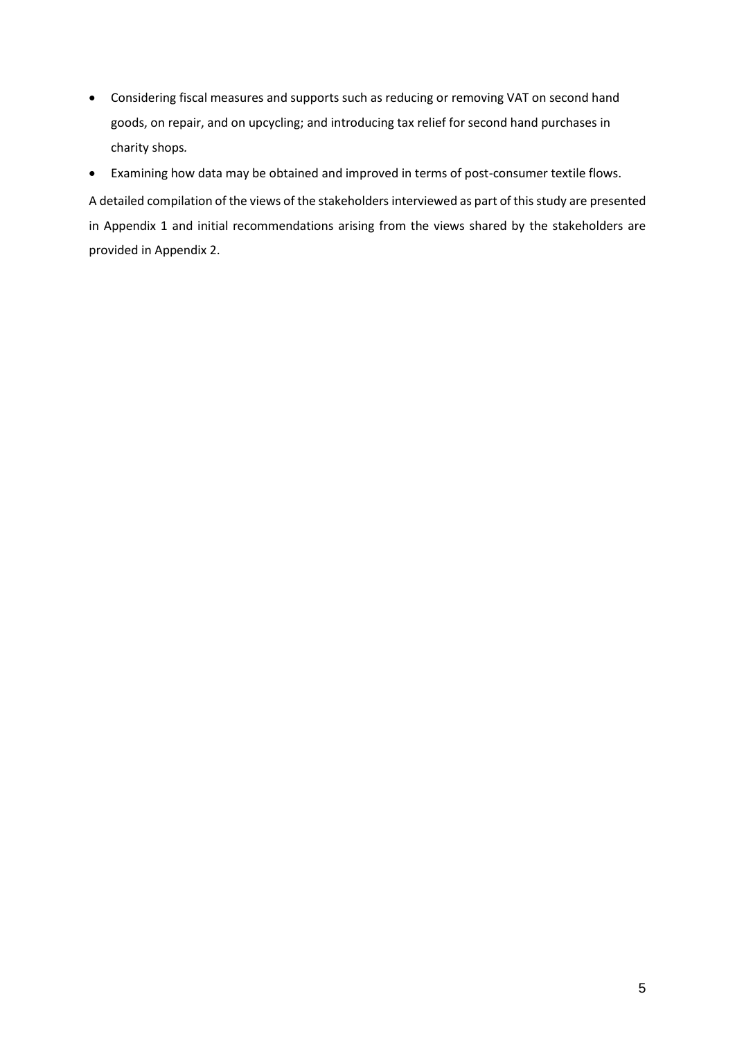- Considering fiscal measures and supports such as reducing or removing VAT on second hand goods, on repair, and on upcycling; and introducing tax relief for second hand purchases in charity shops.
- Examining how data may be obtained and improved in terms of post-consumer textile flows.

A detailed compilation of the views of the stakeholders interviewed as part of this study are presented in Appendix 1 and initial recommendations arising from the views shared by the stakeholders are provided in Appendix 2.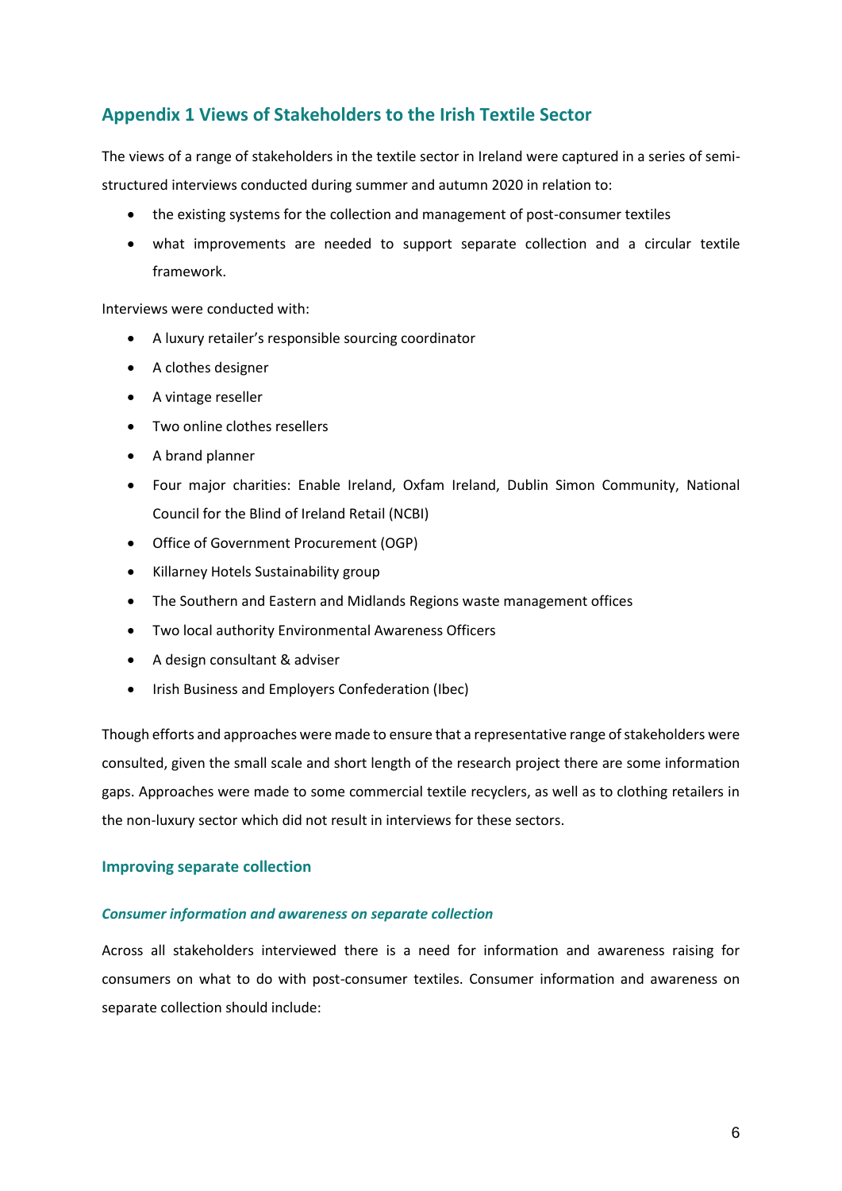## Appendix 1 Views of Stakeholders to the Irish Textile Sector

The views of a range of stakeholders in the textile sector in Ireland were captured in a series of semi-structured interviews conducted during summer and autumn 2020 in relation to:

- the existing systems for the collection and management of post-consumer textiles
- what improvements are needed to support separate collection and a circular textile framework.

Interviews were conducted with:

- A luxury retailer's responsible sourcing coordinator
- A clothes designer
- A vintage reseller
- Two online clothes resellers
- A brand planner
- Four major charities: Enable Ireland, Oxfam Ireland, Dublin Simon Community, National Council for the Blind of Ireland Retail (NCBI)
- Office of Government Procurement (OGP)
- Killarney Hotels Sustainability group
- The Southern and Eastern and Midlands Regions waste management offices
- Two local authority Environmental Awareness Officers
- A design consultant & adviser
- Irish Business and Employers Confederation (Ibec)

Though efforts and approaches were made to ensure that a representative range of stakeholders were consulted, given the small scale and short length of the research project there are some information gaps. Approaches were made to some commercial textile recyclers, as well as to clothing retailers in the non-luxury sector which did not result in interviews for these sectors.

### Improving separate collection

#### *Consumer information and awareness on separate collection*

Across all stakeholders interviewed there is a need for information and awareness raising for consumers on what to do with post-consumer textiles. Consumer information and awareness on separate collection should include: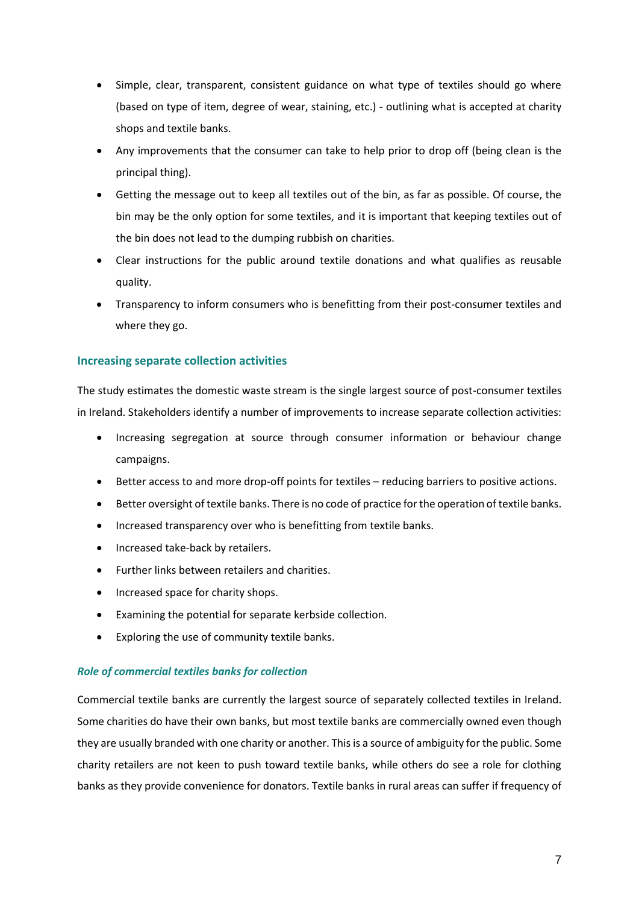- Simple, clear, transparent, consistent guidance on what type of textiles should go where (based on type of item, degree of wear, staining, etc.) - outlining what is accepted at charity shops and textile banks.
- Any improvements that the consumer can take to help prior to drop off (being clean is the principal thing).
- Getting the message out to keep all textiles out of the bin, as far as possible. Of course, the bin may be the only option for some textiles, and it is important that keeping textiles out of the bin does not lead to the dumping rubbish on charities.
- Clear instructions for the public around textile donations and what qualifies as reusable quality.
- Transparency to inform consumers who is benefitting from their post-consumer textiles and where they go.

### Increasing separate collection activities

The study estimates the domestic waste stream is the single largest source of post-consumer textiles in Ireland. Stakeholders identify a number of improvements to increase separate collection activities:

- Increasing segregation at source through consumer information or behaviour change campaigns.
- Better access to and more drop-off points for textiles – reducing barriers to positive actions.
- Better oversight of textile banks. There is no code of practice for the operation of textile banks.
- Increased transparency over who is benefitting from textile banks.
- Increased take-back by retailers.
- Further links between retailers and charities.
- Increased space for charity shops.
- Examining the potential for separate kerbside collection.
- Exploring the use of community textile banks.

#### *Role of commercial textiles banks for collection*

Commercial textile banks are currently the largest source of separately collected textiles in Ireland. Some charities do have their own banks, but most textile banks are commercially owned even though they are usually branded with one charity or another. This is a source of ambiguity for the public. Some charity retailers are not keen to push toward textile banks, while others do see a role for clothing banks as they provide convenience for donators. Textile banks in rural areas can suffer if frequency of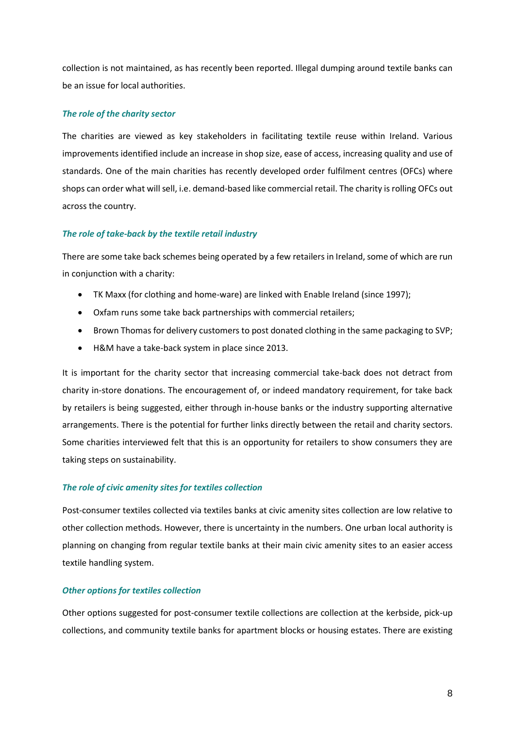collection is not maintained, as has recently been reported. Illegal dumping around textile banks can be an issue for local authorities.

### *The role of the charity sector*

The charities are viewed as key stakeholders in facilitating textile reuse within Ireland. Various improvements identified include an increase in shop size, ease of access, increasing quality and use of standards. One of the main charities has recently developed order fulfilment centres (OFCs) where shops can order what will sell, i.e. demand-based like commercial retail. The charity is rolling OFCs out across the country.

### *The role of take-back by the textile retail industry*

There are some take back schemes being operated by a few retailers in Ireland, some of which are run in conjunction with a charity:

- TK Maxx (for clothing and home-ware) are linked with Enable Ireland (since 1997);
- Oxfam runs some take back partnerships with commercial retailers;
- Brown Thomas for delivery customers to post donated clothing in the same packaging to SVP;
- H&M have a take-back system in place since 2013.

It is important for the charity sector that increasing commercial take-back does not detract from charity in-store donations. The encouragement of, or indeed mandatory requirement, for take back by retailers is being suggested, either through in-house banks or the industry supporting alternative arrangements. There is the potential for further links directly between the retail and charity sectors. Some charities interviewed felt that this is an opportunity for retailers to show consumers they are taking steps on sustainability.

### *The role of civic amenity sites for textiles collection*

Post-consumer textiles collected via textiles banks at civic amenity sites collection are low relative to other collection methods. However, there is uncertainty in the numbers. One urban local authority is planning on changing from regular textile banks at their main civic amenity sites to an easier access textile handling system.

### *Other options for textiles collection*

Other options suggested for post-consumer textile collections are collection at the kerbside, pick-up collections, and community textile banks for apartment blocks or housing estates. There are existing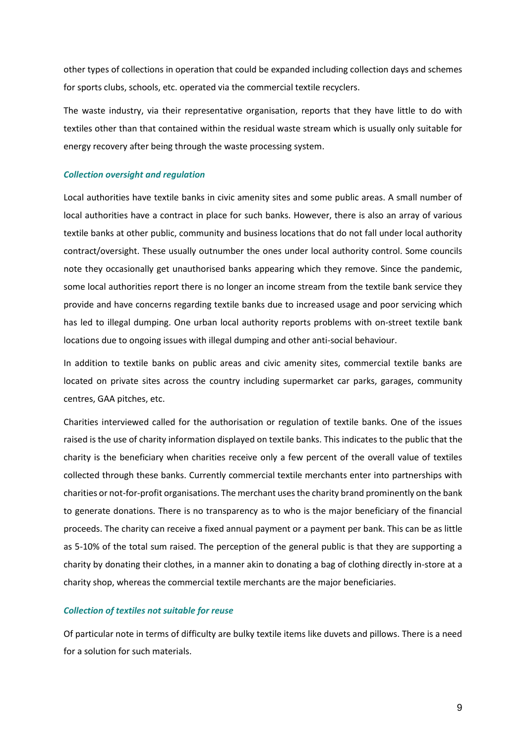other types of collections in operation that could be expanded including collection days and schemes for sports clubs, schools, etc. operated via the commercial textile recyclers.

The waste industry, via their representative organisation, reports that they have little to do with textiles other than that contained within the residual waste stream which is usually only suitable for energy recovery after being through the waste processing system.

#### *Collection oversight and regulation*

Local authorities have textile banks in civic amenity sites and some public areas. A small number of local authorities have a contract in place for such banks. However, there is also an array of various textile banks at other public, community and business locations that do not fall under local authority contract/oversight. These usually outnumber the ones under local authority control. Some councils note they occasionally get unauthorised banks appearing which they remove. Since the pandemic, some local authorities report there is no longer an income stream from the textile bank service they provide and have concerns regarding textile banks due to increased usage and poor servicing which has led to illegal dumping. One urban local authority reports problems with on-street textile bank locations due to ongoing issues with illegal dumping and other anti-social behaviour.

In addition to textile banks on public areas and civic amenity sites, commercial textile banks are located on private sites across the country including supermarket car parks, garages, community centres, GAA pitches, etc.

Charities interviewed called for the authorisation or regulation of textile banks. One of the issues raised is the use of charity information displayed on textile banks. This indicates to the public that the charity is the beneficiary when charities receive only a few percent of the overall value of textiles collected through these banks. Currently commercial textile merchants enter into partnerships with charities or not-for-profit organisations. The merchant uses the charity brand prominently on the bank to generate donations. There is no transparency as to who is the major beneficiary of the financial proceeds. The charity can receive a fixed annual payment or a payment per bank. This can be as little as 5-10% of the total sum raised. The perception of the general public is that they are supporting a charity by donating their clothes, in a manner akin to donating a bag of clothing directly in-store at a charity shop, whereas the commercial textile merchants are the major beneficiaries.

#### *Collection of textiles not suitable for reuse*

Of particular note in terms of difficulty are bulky textile items like duvets and pillows. There is a need for a solution for such materials.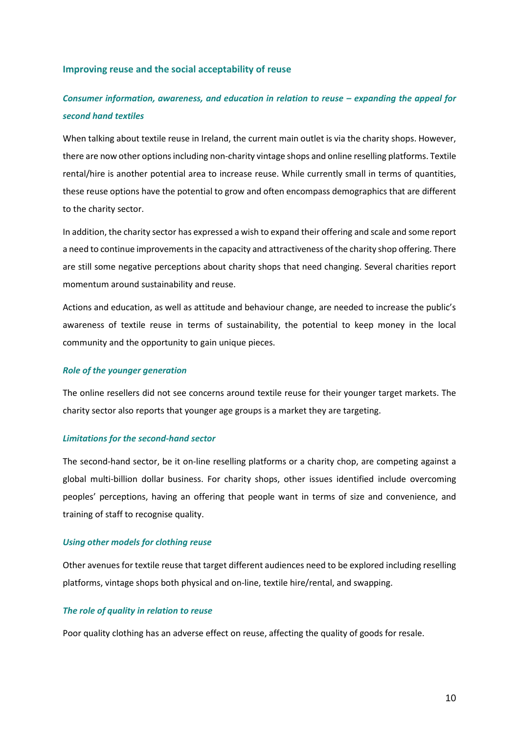## Improving reuse and the social acceptability of reuse

### *Consumer information, awareness, and education in relation to reuse – expanding the appeal for second hand textiles*

When talking about textile reuse in Ireland, the current main outlet is via the charity shops. However, there are now other options including non-charity vintage shops and online reselling platforms. Textile rental/hire is another potential area to increase reuse. While currently small in terms of quantities, these reuse options have the potential to grow and often encompass demographics that are different to the charity sector.

In addition, the charity sector has expressed a wish to expand their offering and scale and some report a need to continue improvements in the capacity and attractiveness of the charity shop offering. There are still some negative perceptions about charity shops that need changing. Several charities report momentum around sustainability and reuse.

Actions and education, as well as attitude and behaviour change, are needed to increase the public's awareness of textile reuse in terms of sustainability, the potential to keep money in the local community and the opportunity to gain unique pieces.

### *Role of the younger generation*

The online resellers did not see concerns around textile reuse for their younger target markets. The charity sector also reports that younger age groups is a market they are targeting.

### *Limitations for the second-hand sector*

The second-hand sector, be it on-line reselling platforms or a charity chop, are competing against a global multi-billion dollar business. For charity shops, other issues identified include overcoming peoples' perceptions, having an offering that people want in terms of size and convenience, and training of staff to recognise quality.

### *Using other models for clothing reuse*

Other avenues for textile reuse that target different audiences need to be explored including reselling platforms, vintage shops both physical and on-line, textile hire/rental, and swapping.

### *The role of quality in relation to reuse*

Poor quality clothing has an adverse effect on reuse, affecting the quality of goods for resale.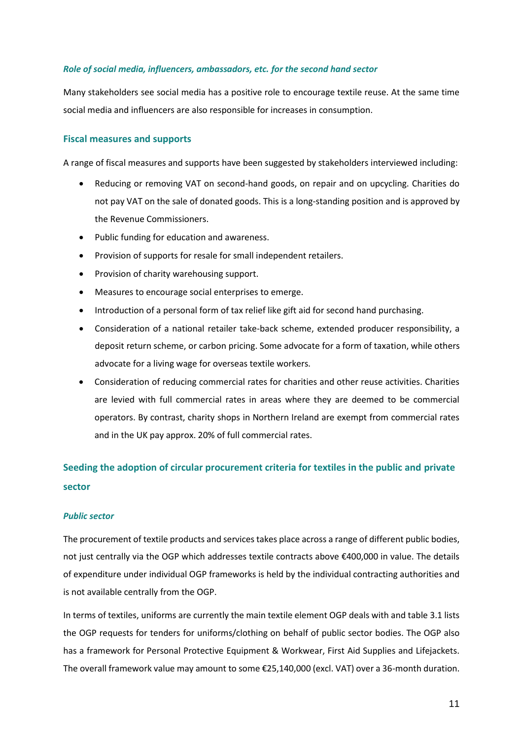#### *Role of social media, influencers, ambassadors, etc. for the second hand sector*

Many stakeholders see social media has a positive role to encourage textile reuse. At the same time social media and influencers are also responsible for increases in consumption.

### Fiscal measures and supports

A range of fiscal measures and supports have been suggested by stakeholders interviewed including:

- Reducing or removing VAT on second-hand goods, on repair and on upcycling. Charities do not pay VAT on the sale of donated goods. This is a long-standing position and is approved by the Revenue Commissioners.
- Public funding for education and awareness.
- Provision of supports for resale for small independent retailers.
- Provision of charity warehousing support.
- Measures to encourage social enterprises to emerge.
- Introduction of a personal form of tax relief like gift aid for second hand purchasing.
- Consideration of a national retailer take-back scheme, extended producer responsibility, a deposit return scheme, or carbon pricing. Some advocate for a form of taxation, while others advocate for a living wage for overseas textile workers.
- Consideration of reducing commercial rates for charities and other reuse activities. Charities are levied with full commercial rates in areas where they are deemed to be commercial operators. By contrast, charity shops in Northern Ireland are exempt from commercial rates and in the UK pay approx. 20% of full commercial rates.

### Seeding the adoption of circular procurement criteria for textiles in the public and private sector

#### *Public sector*

The procurement of textile products and services takes place across a range of different public bodies, not just centrally via the OGP which addresses textile contracts above €400,000 in value. The details of expenditure under individual OGP frameworks is held by the individual contracting authorities and is not available centrally from the OGP.

In terms of textiles, uniforms are currently the main textile element OGP deals with and table 3.1 lists the OGP requests for tenders for uniforms/clothing on behalf of public sector bodies. The OGP also has a framework for Personal Protective Equipment & Workwear, First Aid Supplies and Lifejackets. The overall framework value may amount to some €25,140,000 (excl. VAT) over a 36-month duration.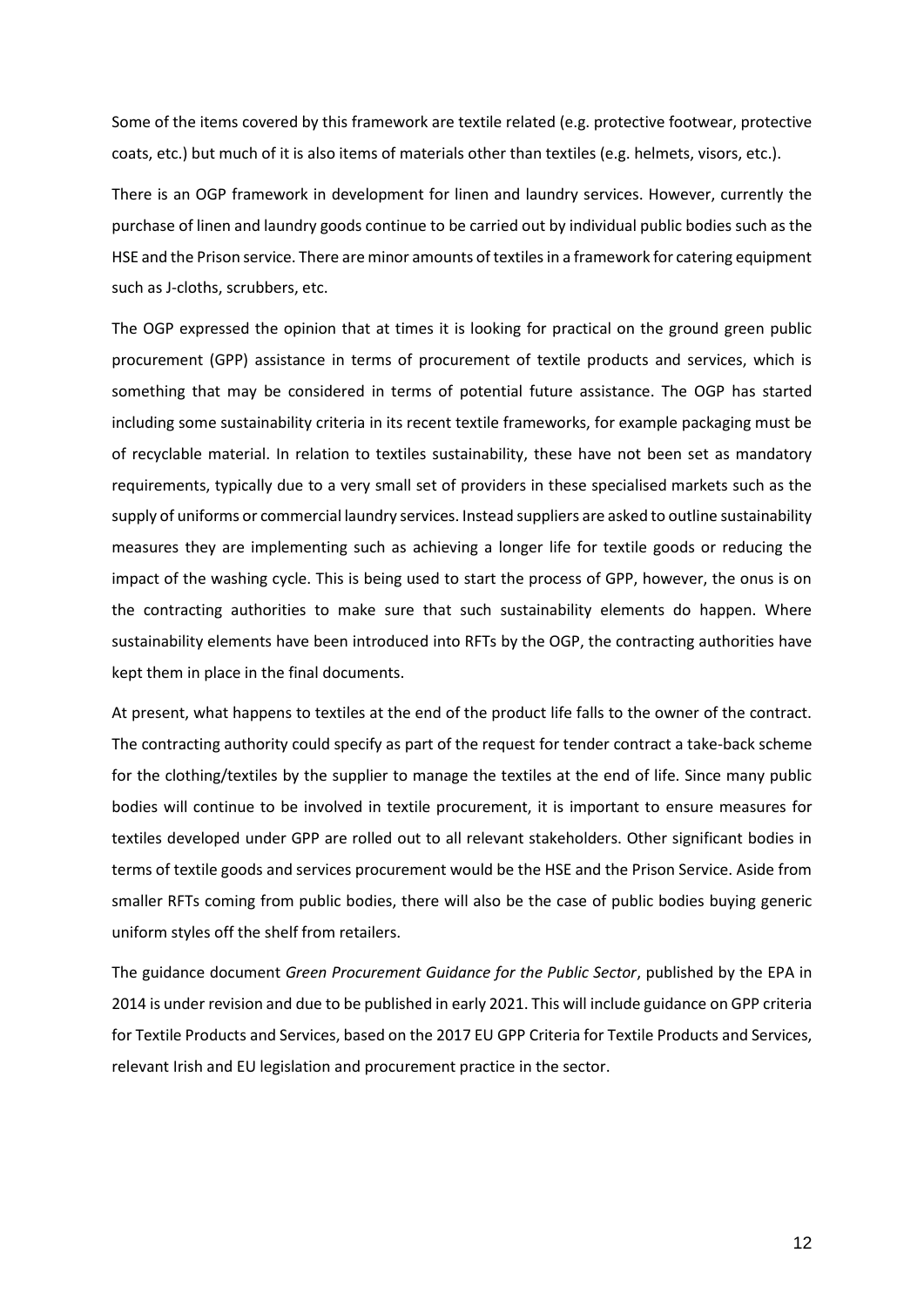Some of the items covered by this framework are textile related (e.g. protective footwear, protective coats, etc.) but much of it is also items of materials other than textiles (e.g. helmets, visors, etc.).

There is an OGP framework in development for linen and laundry services. However, currently the purchase of linen and laundry goods continue to be carried out by individual public bodies such as the HSE and the Prison service. There are minor amounts of textiles in a framework for catering equipment such as J-cloths, scrubbers, etc.

The OGP expressed the opinion that at times it is looking for practical on the ground green public procurement (GPP) assistance in terms of procurement of textile products and services, which is something that may be considered in terms of potential future assistance. The OGP has started including some sustainability criteria in its recent textile frameworks, for example packaging must be of recyclable material. In relation to textiles sustainability, these have not been set as mandatory requirements, typically due to a very small set of providers in these specialised markets such as the supply of uniforms or commercial laundry services. Instead suppliers are asked to outline sustainability measures they are implementing such as achieving a longer life for textile goods or reducing the impact of the washing cycle. This is being used to start the process of GPP, however, the onus is on the contracting authorities to make sure that such sustainability elements do happen. Where sustainability elements have been introduced into RFTs by the OGP, the contracting authorities have kept them in place in the final documents.

At present, what happens to textiles at the end of the product life falls to the owner of the contract. The contracting authority could specify as part of the request for tender contract a take-back scheme for the clothing/textiles by the supplier to manage the textiles at the end of life. Since many public bodies will continue to be involved in textile procurement, it is important to ensure measures for textiles developed under GPP are rolled out to all relevant stakeholders. Other significant bodies in terms of textile goods and services procurement would be the HSE and the Prison Service. Aside from smaller RFTs coming from public bodies, there will also be the case of public bodies buying generic uniform styles off the shelf from retailers.

The guidance document *Green Procurement Guidance for the Public Sector*, published by the EPA in 2014 is under revision and due to be published in early 2021. This will include guidance on GPP criteria for Textile Products and Services, based on the 2017 EU GPP Criteria for Textile Products and Services, relevant Irish and EU legislation and procurement practice in the sector.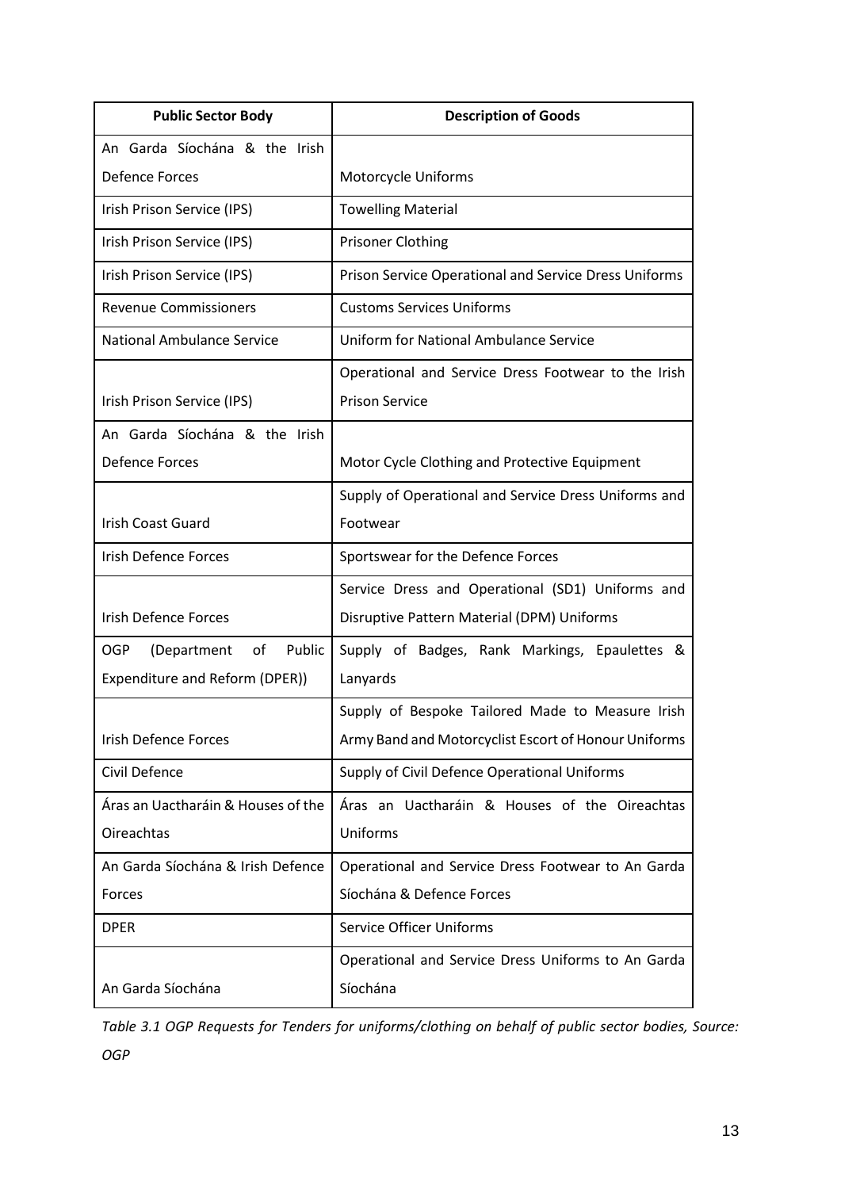| Public Sector Body | Description of Goods |
|---|---|
| An Garda Síochána & the Irish Defence Forces | Motorcycle Uniforms |
| Irish Prison Service (IPS) | Towelling Material |
| Irish Prison Service (IPS) | Prisoner Clothing |
| Irish Prison Service (IPS) | Prison Service Operational and Service Dress Uniforms |
| Revenue Commissioners | Customs Services Uniforms |
| National Ambulance Service | Uniform for National Ambulance Service |
| Irish Prison Service (IPS) | Operational and Service Dress Footwear to the Irish Prison Service |
| An Garda Síochána & the Irish Defence Forces | Motor Cycle Clothing and Protective Equipment |
| Irish Coast Guard | Supply of Operational and Service Dress Uniforms and Footwear |
| Irish Defence Forces | Sportswear for the Defence Forces |
| Irish Defence Forces | Service Dress and Operational (SD1) Uniforms and Disruptive Pattern Material (DPM) Uniforms |
| OGP (Department of Public Expenditure and Reform (DPER)) | Supply of Badges, Rank Markings, Epaulettes & Lanyards |
| Irish Defence Forces | Supply of Bespoke Tailored Made to Measure Irish Army Band and Motorcyclist Escort of Honour Uniforms |
| Civil Defence | Supply of Civil Defence Operational Uniforms |
| Áras an Uactharáin & Houses of the Oireachtas | Áras an Uactharáin & Houses of the Oireachtas Uniforms |
| An Garda Síochána & Irish Defence Forces | Operational and Service Dress Footwear to An Garda Síochána & Defence Forces |
| DPER | Service Officer Uniforms |
| An Garda Síochána | Operational and Service Dress Uniforms to An Garda Síochána |

*Table 3.1 OGP Requests for Tenders for uniforms/clothing on behalf of public sector bodies, Source: OGP*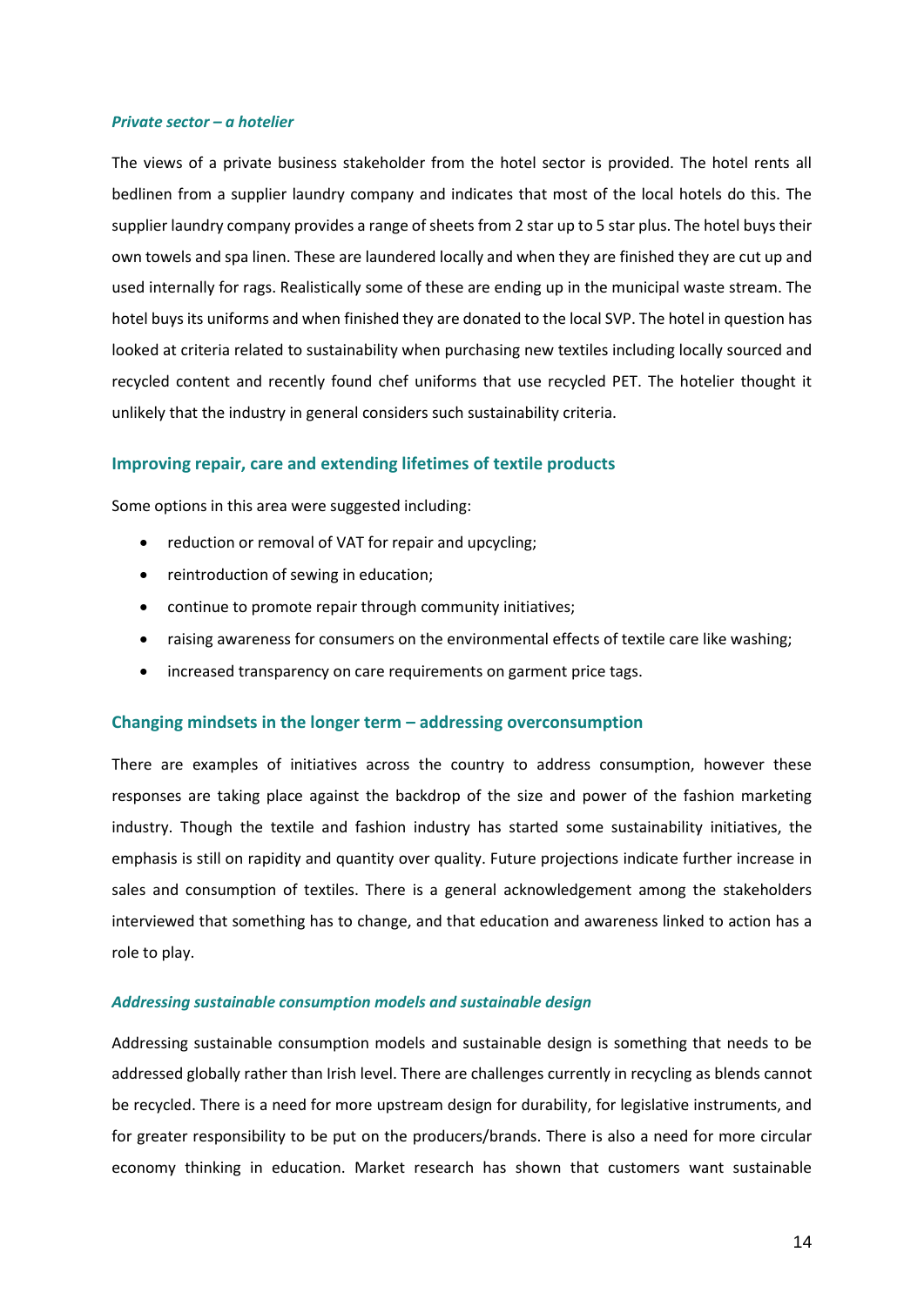#### *Private sector – a hotelier*

The views of a private business stakeholder from the hotel sector is provided. The hotel rents all bedlinen from a supplier laundry company and indicates that most of the local hotels do this. The supplier laundry company provides a range of sheets from 2 star up to 5 star plus. The hotel buys their own towels and spa linen. These are laundered locally and when they are finished they are cut up and used internally for rags. Realistically some of these are ending up in the municipal waste stream. The hotel buys its uniforms and when finished they are donated to the local SVP. The hotel in question has looked at criteria related to sustainability when purchasing new textiles including locally sourced and recycled content and recently found chef uniforms that use recycled PET. The hotelier thought it unlikely that the industry in general considers such sustainability criteria.

### Improving repair, care and extending lifetimes of textile products

Some options in this area were suggested including:

- reduction or removal of VAT for repair and upcycling;
- reintroduction of sewing in education;
- continue to promote repair through community initiatives;
- raising awareness for consumers on the environmental effects of textile care like washing;
- increased transparency on care requirements on garment price tags.

### Changing mindsets in the longer term – addressing overconsumption

There are examples of initiatives across the country to address consumption, however these responses are taking place against the backdrop of the size and power of the fashion marketing industry. Though the textile and fashion industry has started some sustainability initiatives, the emphasis is still on rapidity and quantity over quality. Future projections indicate further increase in sales and consumption of textiles. There is a general acknowledgement among the stakeholders interviewed that something has to change, and that education and awareness linked to action has a role to play.

#### *Addressing sustainable consumption models and sustainable design*

Addressing sustainable consumption models and sustainable design is something that needs to be addressed globally rather than Irish level. There are challenges currently in recycling as blends cannot be recycled. There is a need for more upstream design for durability, for legislative instruments, and for greater responsibility to be put on the producers/brands. There is also a need for more circular economy thinking in education. Market research has shown that customers want sustainable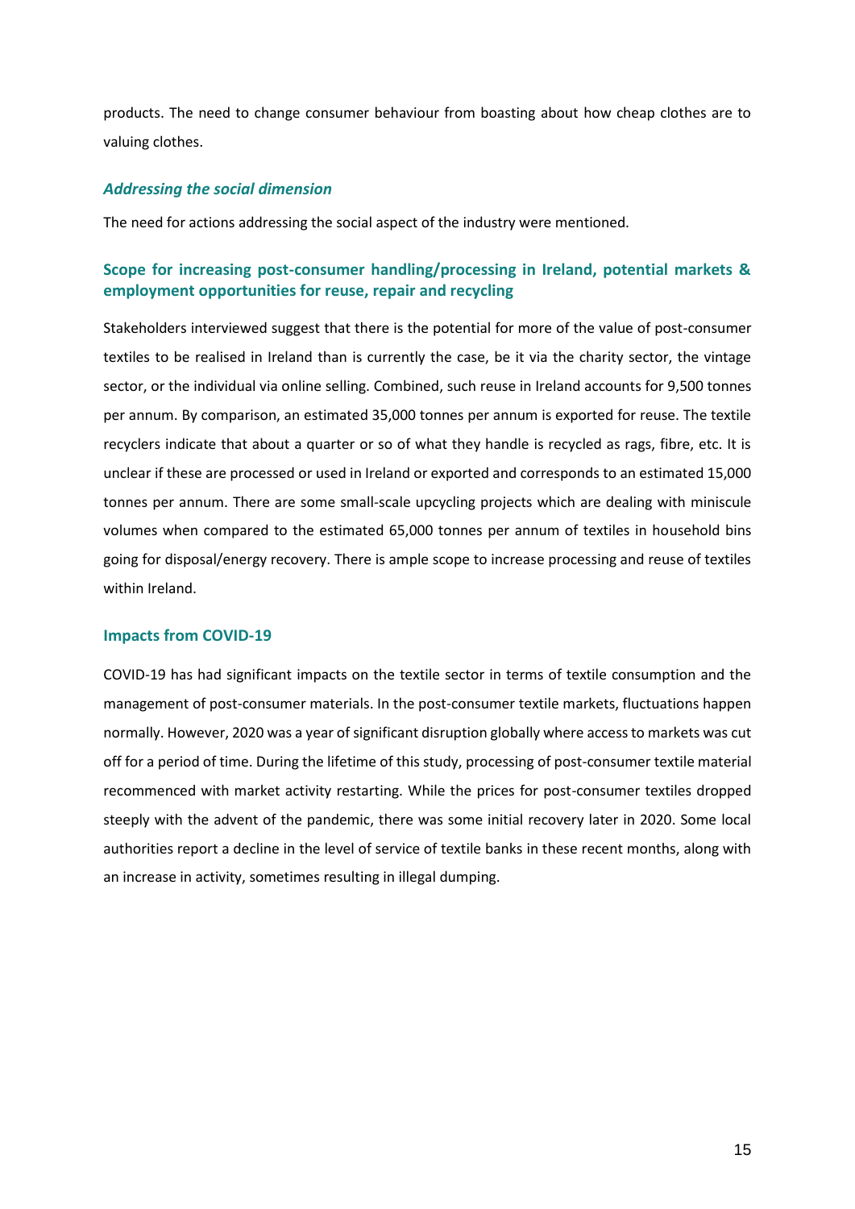products. The need to change consumer behaviour from boasting about how cheap clothes are to valuing clothes.

### *Addressing the social dimension*

The need for actions addressing the social aspect of the industry were mentioned.

## Scope for increasing post-consumer handling/processing in Ireland, potential markets & employment opportunities for reuse, repair and recycling

Stakeholders interviewed suggest that there is the potential for more of the value of post-consumer textiles to be realised in Ireland than is currently the case, be it via the charity sector, the vintage sector, or the individual via online selling. Combined, such reuse in Ireland accounts for 9,500 tonnes per annum. By comparison, an estimated 35,000 tonnes per annum is exported for reuse. The textile recyclers indicate that about a quarter or so of what they handle is recycled as rags, fibre, etc. It is unclear if these are processed or used in Ireland or exported and corresponds to an estimated 15,000 tonnes per annum. There are some small-scale upcycling projects which are dealing with miniscule volumes when compared to the estimated 65,000 tonnes per annum of textiles in household bins going for disposal/energy recovery. There is ample scope to increase processing and reuse of textiles within Ireland.

## Impacts from COVID-19

COVID-19 has had significant impacts on the textile sector in terms of textile consumption and the management of post-consumer materials. In the post-consumer textile markets, fluctuations happen normally. However, 2020 was a year of significant disruption globally where access to markets was cut off for a period of time. During the lifetime of this study, processing of post-consumer textile material recommenced with market activity restarting. While the prices for post-consumer textiles dropped steeply with the advent of the pandemic, there was some initial recovery later in 2020. Some local authorities report a decline in the level of service of textile banks in these recent months, along with an increase in activity, sometimes resulting in illegal dumping.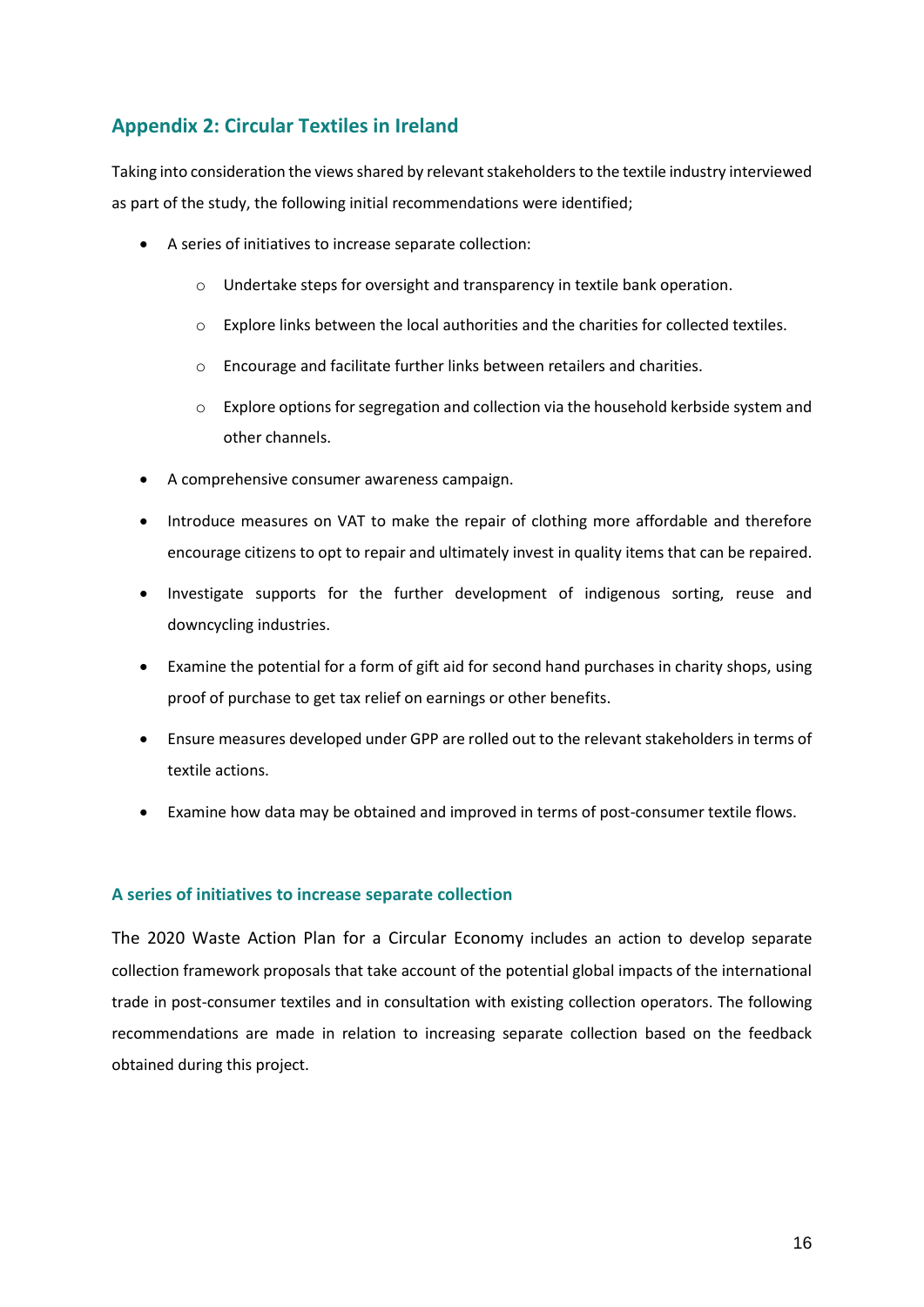## Appendix 2: Circular Textiles in Ireland

Taking into consideration the views shared by relevant stakeholders to the textile industry interviewed as part of the study, the following initial recommendations were identified;

- A series of initiatives to increase separate collection:
  - Undertake steps for oversight and transparency in textile bank operation.
  - Explore links between the local authorities and the charities for collected textiles.
  - Encourage and facilitate further links between retailers and charities.
  - Explore options for segregation and collection via the household kerbside system and other channels.
- A comprehensive consumer awareness campaign.
- Introduce measures on VAT to make the repair of clothing more affordable and therefore encourage citizens to opt to repair and ultimately invest in quality items that can be repaired.
- Investigate supports for the further development of indigenous sorting, reuse and downcycling industries.
- Examine the potential for a form of gift aid for second hand purchases in charity shops, using proof of purchase to get tax relief on earnings or other benefits.
- Ensure measures developed under GPP are rolled out to the relevant stakeholders in terms of textile actions.
- Examine how data may be obtained and improved in terms of post-consumer textile flows.

### A series of initiatives to increase separate collection

The 2020 Waste Action Plan for a Circular Economy includes an action to develop separate collection framework proposals that take account of the potential global impacts of the international trade in post-consumer textiles and in consultation with existing collection operators. The following recommendations are made in relation to increasing separate collection based on the feedback obtained during this project.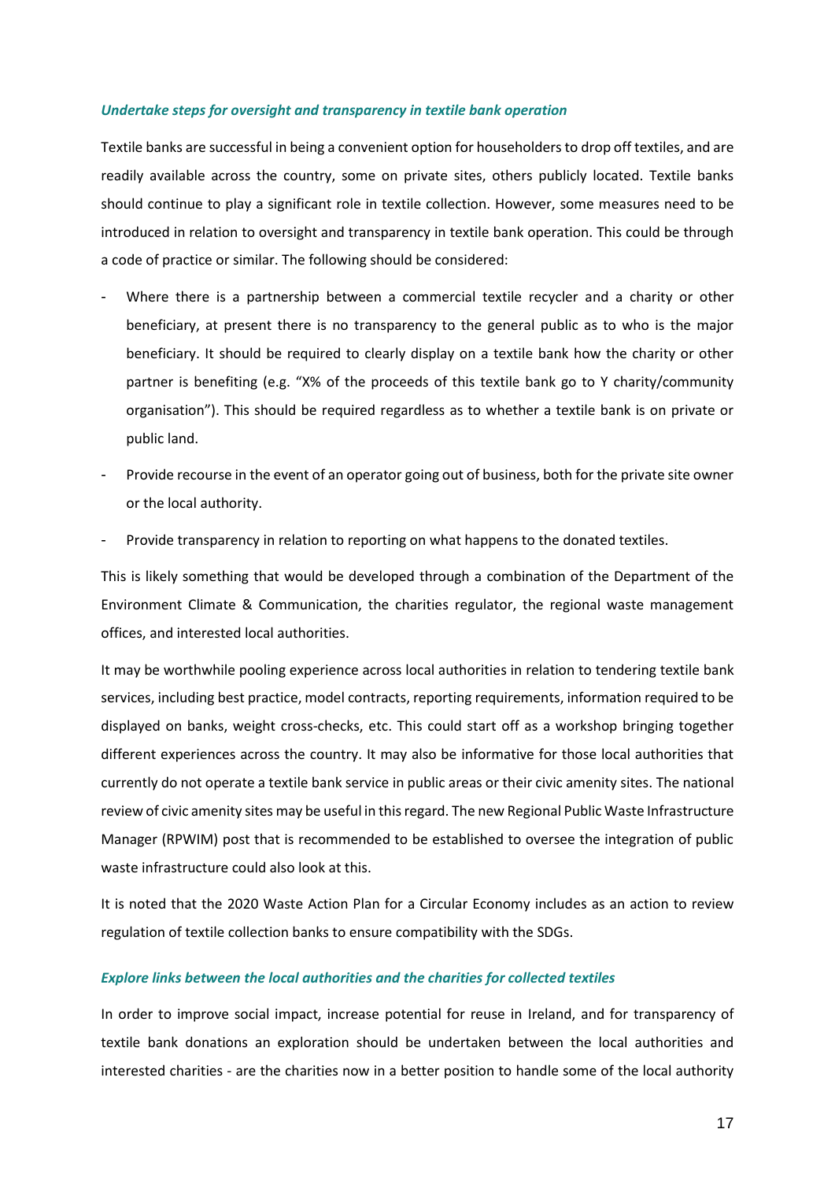### *Undertake steps for oversight and transparency in textile bank operation*

Textile banks are successful in being a convenient option for householders to drop off textiles, and are readily available across the country, some on private sites, others publicly located. Textile banks should continue to play a significant role in textile collection. However, some measures need to be introduced in relation to oversight and transparency in textile bank operation. This could be through a code of practice or similar. The following should be considered:

- Where there is a partnership between a commercial textile recycler and a charity or other beneficiary, at present there is no transparency to the general public as to who is the major beneficiary. It should be required to clearly display on a textile bank how the charity or other partner is benefiting (e.g. "X% of the proceeds of this textile bank go to Y charity/community organisation"). This should be required regardless as to whether a textile bank is on private or public land.
- Provide recourse in the event of an operator going out of business, both for the private site owner or the local authority.
- Provide transparency in relation to reporting on what happens to the donated textiles.

This is likely something that would be developed through a combination of the Department of the Environment Climate & Communication, the charities regulator, the regional waste management offices, and interested local authorities.

It may be worthwhile pooling experience across local authorities in relation to tendering textile bank services, including best practice, model contracts, reporting requirements, information required to be displayed on banks, weight cross-checks, etc. This could start off as a workshop bringing together different experiences across the country. It may also be informative for those local authorities that currently do not operate a textile bank service in public areas or their civic amenity sites. The national review of civic amenity sites may be useful in this regard. The new Regional Public Waste Infrastructure Manager (RPWIM) post that is recommended to be established to oversee the integration of public waste infrastructure could also look at this.

It is noted that the 2020 Waste Action Plan for a Circular Economy includes as an action to review regulation of textile collection banks to ensure compatibility with the SDGs.

### *Explore links between the local authorities and the charities for collected textiles*

In order to improve social impact, increase potential for reuse in Ireland, and for transparency of textile bank donations an exploration should be undertaken between the local authorities and interested charities - are the charities now in a better position to handle some of the local authority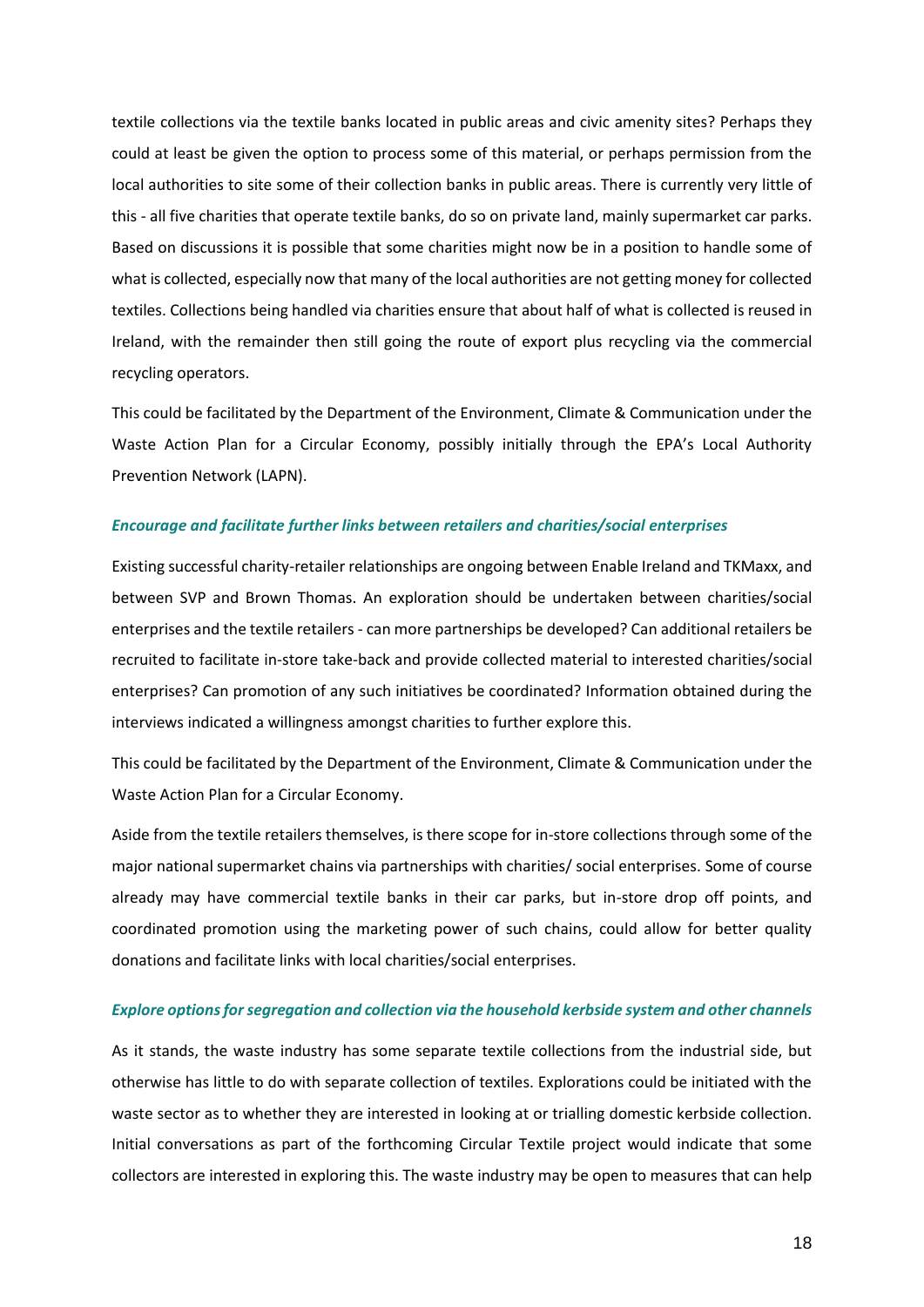textile collections via the textile banks located in public areas and civic amenity sites? Perhaps they could at least be given the option to process some of this material, or perhaps permission from the local authorities to site some of their collection banks in public areas. There is currently very little of this - all five charities that operate textile banks, do so on private land, mainly supermarket car parks. Based on discussions it is possible that some charities might now be in a position to handle some of what is collected, especially now that many of the local authorities are not getting money for collected textiles. Collections being handled via charities ensure that about half of what is collected is reused in Ireland, with the remainder then still going the route of export plus recycling via the commercial recycling operators.

This could be facilitated by the Department of the Environment, Climate & Communication under the Waste Action Plan for a Circular Economy, possibly initially through the EPA's Local Authority Prevention Network (LAPN).

### *Encourage and facilitate further links between retailers and charities/social enterprises*

Existing successful charity-retailer relationships are ongoing between Enable Ireland and TKMaxx, and between SVP and Brown Thomas. An exploration should be undertaken between charities/social enterprises and the textile retailers - can more partnerships be developed? Can additional retailers be recruited to facilitate in-store take-back and provide collected material to interested charities/social enterprises? Can promotion of any such initiatives be coordinated? Information obtained during the interviews indicated a willingness amongst charities to further explore this.

This could be facilitated by the Department of the Environment, Climate & Communication under the Waste Action Plan for a Circular Economy.

Aside from the textile retailers themselves, is there scope for in-store collections through some of the major national supermarket chains via partnerships with charities/ social enterprises. Some of course already may have commercial textile banks in their car parks, but in-store drop off points, and coordinated promotion using the marketing power of such chains, could allow for better quality donations and facilitate links with local charities/social enterprises.

### *Explore options for segregation and collection via the household kerbside system and other channels*

As it stands, the waste industry has some separate textile collections from the industrial side, but otherwise has little to do with separate collection of textiles. Explorations could be initiated with the waste sector as to whether they are interested in looking at or trialling domestic kerbside collection. Initial conversations as part of the forthcoming Circular Textile project would indicate that some collectors are interested in exploring this. The waste industry may be open to measures that can help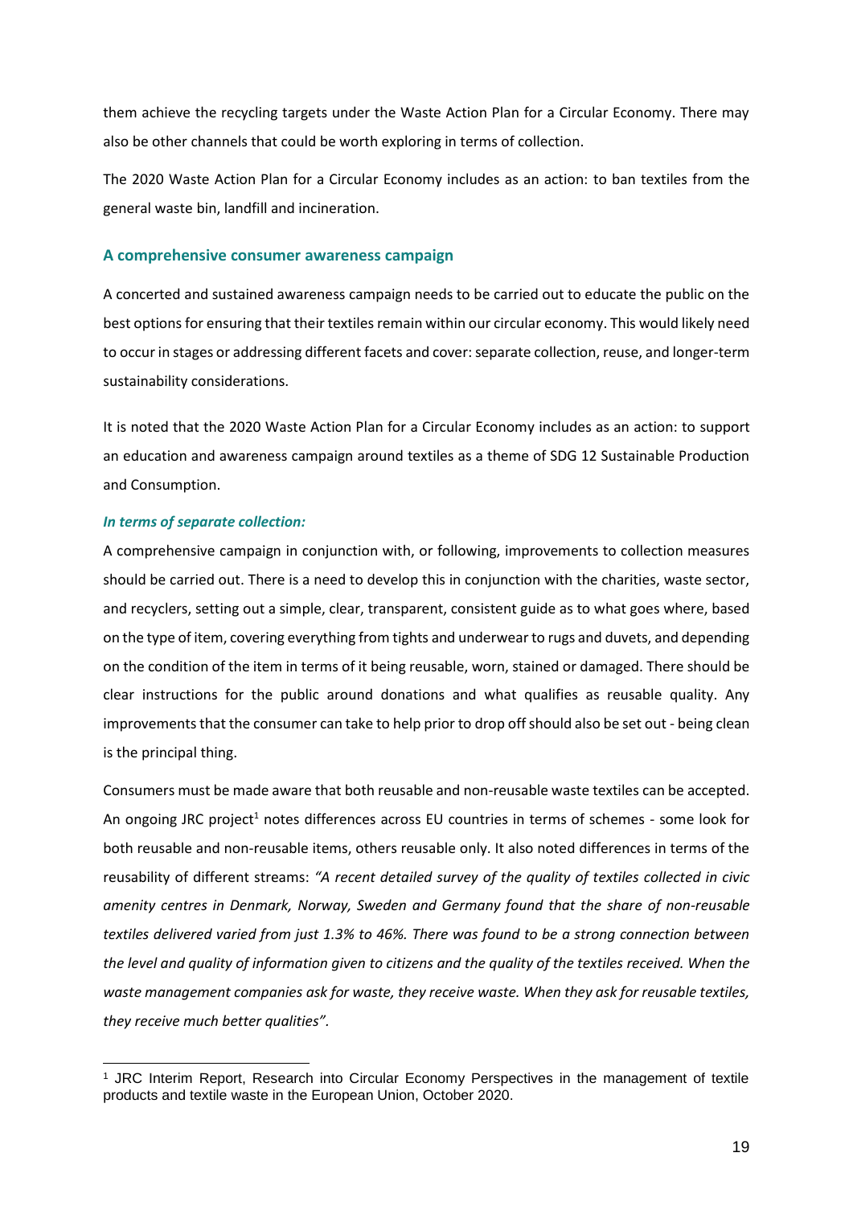them achieve the recycling targets under the Waste Action Plan for a Circular Economy. There may also be other channels that could be worth exploring in terms of collection.

The 2020 Waste Action Plan for a Circular Economy includes as an action: to ban textiles from the general waste bin, landfill and incineration.

### A comprehensive consumer awareness campaign

A concerted and sustained awareness campaign needs to be carried out to educate the public on the best options for ensuring that their textiles remain within our circular economy. This would likely need to occur in stages or addressing different facets and cover: separate collection, reuse, and longer-term sustainability considerations.

It is noted that the 2020 Waste Action Plan for a Circular Economy includes as an action: to support an education and awareness campaign around textiles as a theme of SDG 12 Sustainable Production and Consumption.

#### *In terms of separate collection:*

A comprehensive campaign in conjunction with, or following, improvements to collection measures should be carried out. There is a need to develop this in conjunction with the charities, waste sector, and recyclers, setting out a simple, clear, transparent, consistent guide as to what goes where, based on the type of item, covering everything from tights and underwear to rugs and duvets, and depending on the condition of the item in terms of it being reusable, worn, stained or damaged. There should be clear instructions for the public around donations and what qualifies as reusable quality. Any improvements that the consumer can take to help prior to drop off should also be set out - being clean is the principal thing.

Consumers must be made aware that both reusable and non-reusable waste textiles can be accepted. An ongoing JRC project[1] notes differences across EU countries in terms of schemes - some look for both reusable and non-reusable items, others reusable only. It also noted differences in terms of the reusability of different streams: *"A recent detailed survey of the quality of textiles collected in civic amenity centres in Denmark, Norway, Sweden and Germany found that the share of non-reusable textiles delivered varied from just 1.3% to 46%. There was found to be a strong connection between the level and quality of information given to citizens and the quality of the textiles received. When the waste management companies ask for waste, they receive waste. When they ask for reusable textiles, they receive much better qualities".*

[1] JRC Interim Report, Research into Circular Economy Perspectives in the management of textile products and textile waste in the European Union, October 2020.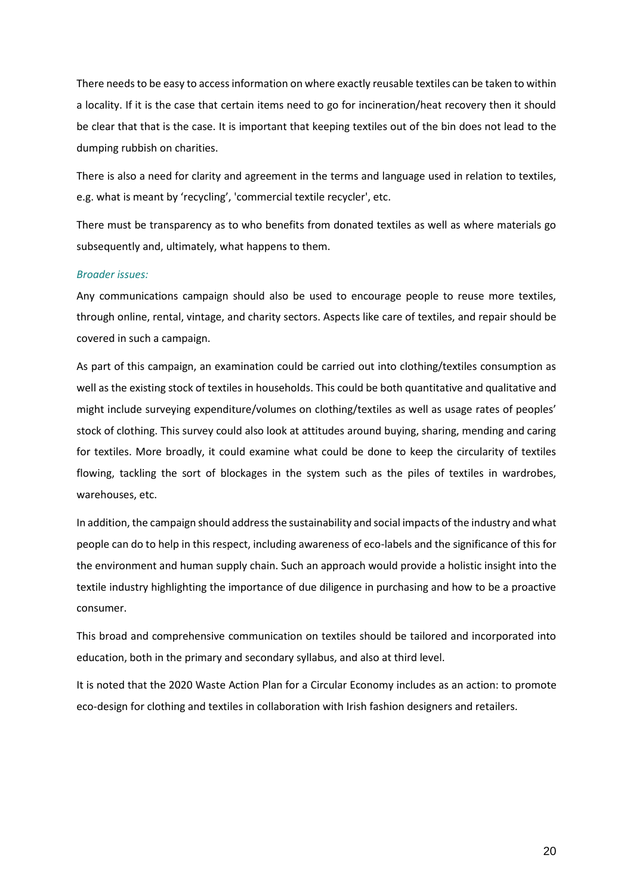There needs to be easy to access information on where exactly reusable textiles can be taken to within a locality. If it is the case that certain items need to go for incineration/heat recovery then it should be clear that that is the case. It is important that keeping textiles out of the bin does not lead to the dumping rubbish on charities.

There is also a need for clarity and agreement in the terms and language used in relation to textiles, e.g. what is meant by 'recycling', 'commercial textile recycler', etc.

There must be transparency as to who benefits from donated textiles as well as where materials go subsequently and, ultimately, what happens to them.

*Broader issues:*

Any communications campaign should also be used to encourage people to reuse more textiles, through online, rental, vintage, and charity sectors. Aspects like care of textiles, and repair should be covered in such a campaign.

As part of this campaign, an examination could be carried out into clothing/textiles consumption as well as the existing stock of textiles in households. This could be both quantitative and qualitative and might include surveying expenditure/volumes on clothing/textiles as well as usage rates of peoples' stock of clothing. This survey could also look at attitudes around buying, sharing, mending and caring for textiles. More broadly, it could examine what could be done to keep the circularity of textiles flowing, tackling the sort of blockages in the system such as the piles of textiles in wardrobes, warehouses, etc.

In addition, the campaign should address the sustainability and social impacts of the industry and what people can do to help in this respect, including awareness of eco-labels and the significance of this for the environment and human supply chain. Such an approach would provide a holistic insight into the textile industry highlighting the importance of due diligence in purchasing and how to be a proactive consumer.

This broad and comprehensive communication on textiles should be tailored and incorporated into education, both in the primary and secondary syllabus, and also at third level.

It is noted that the 2020 Waste Action Plan for a Circular Economy includes as an action: to promote eco-design for clothing and textiles in collaboration with Irish fashion designers and retailers.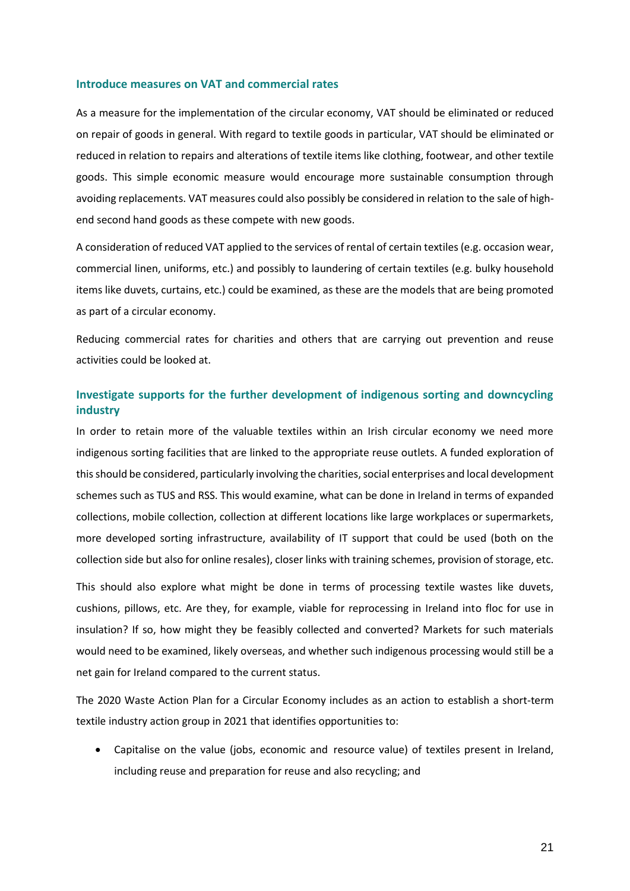### Introduce measures on VAT and commercial rates

As a measure for the implementation of the circular economy, VAT should be eliminated or reduced on repair of goods in general. With regard to textile goods in particular, VAT should be eliminated or reduced in relation to repairs and alterations of textile items like clothing, footwear, and other textile goods. This simple economic measure would encourage more sustainable consumption through avoiding replacements. VAT measures could also possibly be considered in relation to the sale of high-end second hand goods as these compete with new goods.

A consideration of reduced VAT applied to the services of rental of certain textiles (e.g. occasion wear, commercial linen, uniforms, etc.) and possibly to laundering of certain textiles (e.g. bulky household items like duvets, curtains, etc.) could be examined, as these are the models that are being promoted as part of a circular economy.

Reducing commercial rates for charities and others that are carrying out prevention and reuse activities could be looked at.

### Investigate supports for the further development of indigenous sorting and downcycling industry

In order to retain more of the valuable textiles within an Irish circular economy we need more indigenous sorting facilities that are linked to the appropriate reuse outlets. A funded exploration of this should be considered, particularly involving the charities, social enterprises and local development schemes such as TUS and RSS. This would examine, what can be done in Ireland in terms of expanded collections, mobile collection, collection at different locations like large workplaces or supermarkets, more developed sorting infrastructure, availability of IT support that could be used (both on the collection side but also for online resales), closer links with training schemes, provision of storage, etc.

This should also explore what might be done in terms of processing textile wastes like duvets, cushions, pillows, etc. Are they, for example, viable for reprocessing in Ireland into floc for use in insulation? If so, how might they be feasibly collected and converted? Markets for such materials would need to be examined, likely overseas, and whether such indigenous processing would still be a net gain for Ireland compared to the current status.

The 2020 Waste Action Plan for a Circular Economy includes as an action to establish a short-term textile industry action group in 2021 that identifies opportunities to:

- Capitalise on the value (jobs, economic and resource value) of textiles present in Ireland, including reuse and preparation for reuse and also recycling; and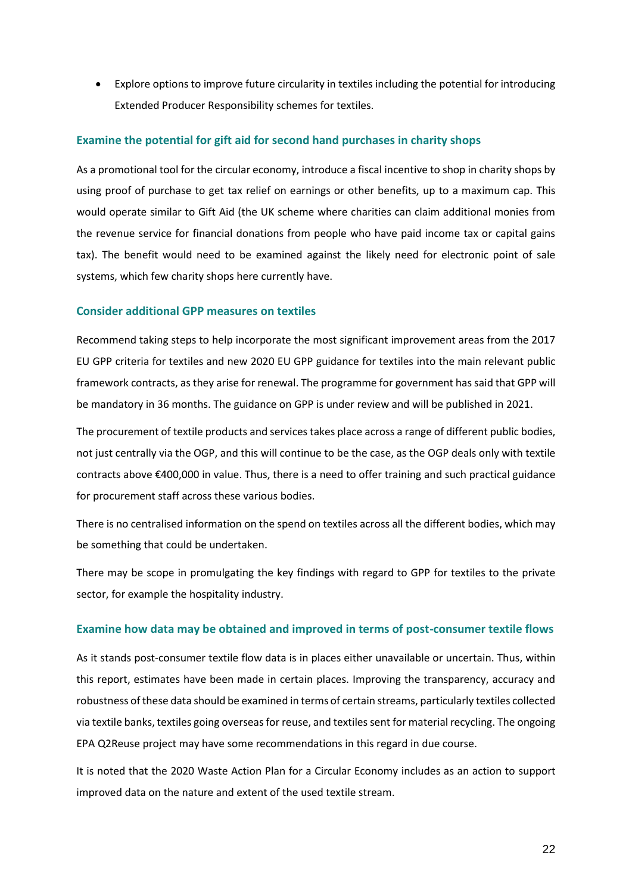- Explore options to improve future circularity in textiles including the potential for introducing Extended Producer Responsibility schemes for textiles.

### Examine the potential for gift aid for second hand purchases in charity shops

As a promotional tool for the circular economy, introduce a fiscal incentive to shop in charity shops by using proof of purchase to get tax relief on earnings or other benefits, up to a maximum cap. This would operate similar to Gift Aid (the UK scheme where charities can claim additional monies from the revenue service for financial donations from people who have paid income tax or capital gains tax). The benefit would need to be examined against the likely need for electronic point of sale systems, which few charity shops here currently have.

### Consider additional GPP measures on textiles

Recommend taking steps to help incorporate the most significant improvement areas from the 2017 EU GPP criteria for textiles and new 2020 EU GPP guidance for textiles into the main relevant public framework contracts, as they arise for renewal. The programme for government has said that GPP will be mandatory in 36 months. The guidance on GPP is under review and will be published in 2021.

The procurement of textile products and services takes place across a range of different public bodies, not just centrally via the OGP, and this will continue to be the case, as the OGP deals only with textile contracts above €400,000 in value. Thus, there is a need to offer training and such practical guidance for procurement staff across these various bodies.

There is no centralised information on the spend on textiles across all the different bodies, which may be something that could be undertaken.

There may be scope in promulgating the key findings with regard to GPP for textiles to the private sector, for example the hospitality industry.

### Examine how data may be obtained and improved in terms of post-consumer textile flows

As it stands post-consumer textile flow data is in places either unavailable or uncertain. Thus, within this report, estimates have been made in certain places. Improving the transparency, accuracy and robustness of these data should be examined in terms of certain streams, particularly textiles collected via textile banks, textiles going overseas for reuse, and textiles sent for material recycling. The ongoing EPA Q2Reuse project may have some recommendations in this regard in due course.

It is noted that the 2020 Waste Action Plan for a Circular Economy includes as an action to support improved data on the nature and extent of the used textile stream.